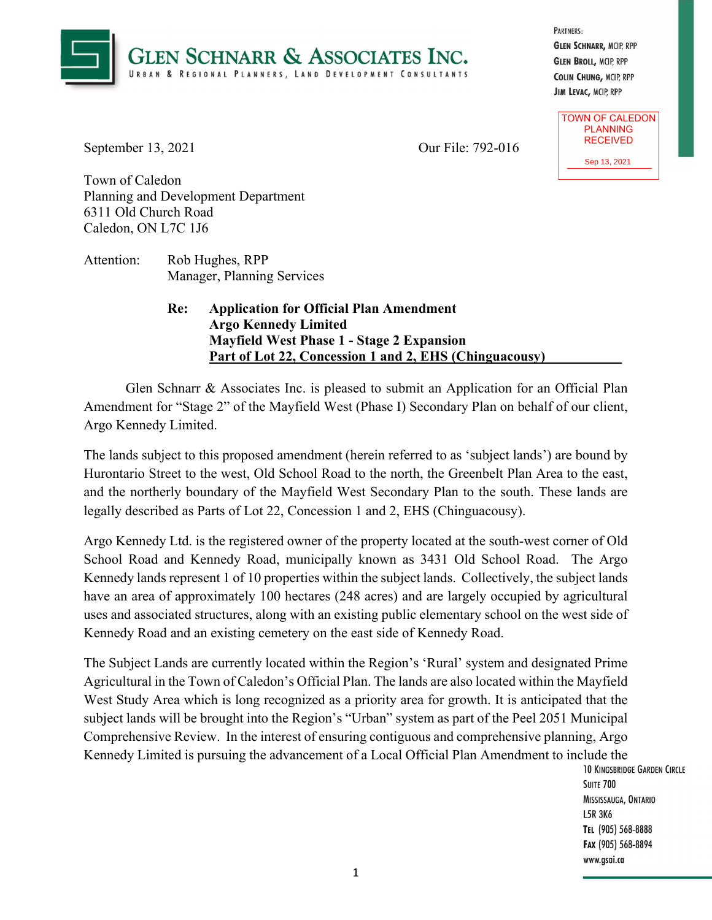# GLEN SCHNARR & ASSOCIATES INC.

URBAN & REGIONAL PLANNERS, LAND DEVELOPMENT CONSULTANTS

PARTNERS:
GLEN SCHNARR, MCIP, RPP
GLEN BROLL, MCIP, RPP
COLIN CHUNG, MCIP, RPP
JIM LEVAC, MCIP, RPP

TOWN OF CALEDON
PLANNING
RECEIVED
Sep 13, 2021

September 13, 2021

Our File: 792-016

Town of Caledon
Planning and Development Department
6311 Old Church Road
Caledon, ON L7C 1J6

Attention: Rob Hughes, RPP
Manager, Planning Services

**Re: Application for Official Plan Amendment**
**Argo Kennedy Limited**
**Mayfield West Phase 1 - Stage 2 Expansion**
**Part of Lot 22, Concession 1 and 2, EHS (Chinguacousy)**

Glen Schnarr & Associates Inc. is pleased to submit an Application for an Official Plan Amendment for "Stage 2" of the Mayfield West (Phase I) Secondary Plan on behalf of our client, Argo Kennedy Limited.

The lands subject to this proposed amendment (herein referred to as 'subject lands') are bound by Hurontario Street to the west, Old School Road to the north, the Greenbelt Plan Area to the east, and the northerly boundary of the Mayfield West Secondary Plan to the south. These lands are legally described as Parts of Lot 22, Concession 1 and 2, EHS (Chinguacousy).

Argo Kennedy Ltd. is the registered owner of the property located at the south-west corner of Old School Road and Kennedy Road, municipally known as 3431 Old School Road. The Argo Kennedy lands represent 1 of 10 properties within the subject lands. Collectively, the subject lands have an area of approximately 100 hectares (248 acres) and are largely occupied by agricultural uses and associated structures, along with an existing public elementary school on the west side of Kennedy Road and an existing cemetery on the east side of Kennedy Road.

The Subject Lands are currently located within the Region's 'Rural' system and designated Prime Agricultural in the Town of Caledon's Official Plan. The lands are also located within the Mayfield West Study Area which is long recognized as a priority area for growth. It is anticipated that the subject lands will be brought into the Region's "Urban" system as part of the Peel 2051 Municipal Comprehensive Review. In the interest of ensuring contiguous and comprehensive planning, Argo Kennedy Limited is pursuing the advancement of a Local Official Plan Amendment to include the

10 KINGSBRIDGE GARDEN CIRCLE
SUITE 700
MISSISSAUGA, ONTARIO
L5R 3K6
TEL (905) 568-8888
FAX (905) 568-8894
www.gsai.ca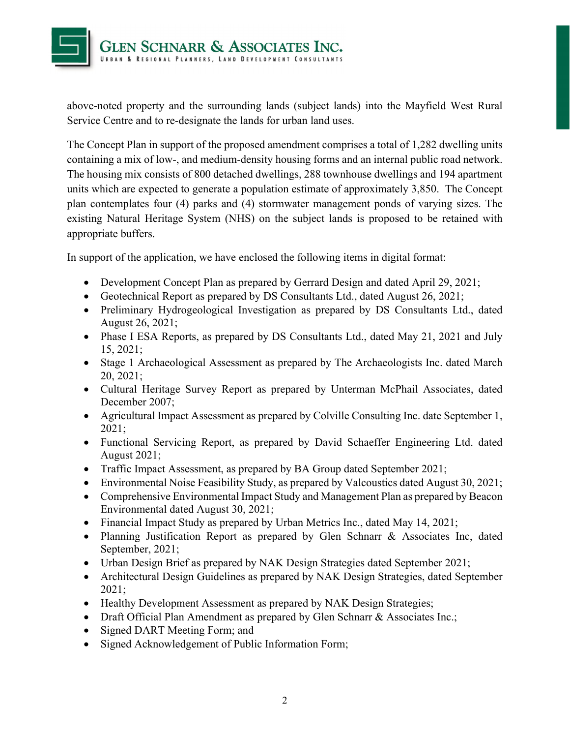above-noted property and the surrounding lands (subject lands) into the Mayfield West Rural Service Centre and to re-designate the lands for urban land uses.

The Concept Plan in support of the proposed amendment comprises a total of 1,282 dwelling units containing a mix of low-, and medium-density housing forms and an internal public road network. The housing mix consists of 800 detached dwellings, 288 townhouse dwellings and 194 apartment units which are expected to generate a population estimate of approximately 3,850. The Concept plan contemplates four (4) parks and (4) stormwater management ponds of varying sizes. The existing Natural Heritage System (NHS) on the subject lands is proposed to be retained with appropriate buffers.

In support of the application, we have enclosed the following items in digital format:

- Development Concept Plan as prepared by Gerrard Design and dated April 29, 2021;
- Geotechnical Report as prepared by DS Consultants Ltd., dated August 26, 2021;
- Preliminary Hydrogeological Investigation as prepared by DS Consultants Ltd., dated August 26, 2021;
- Phase I ESA Reports, as prepared by DS Consultants Ltd., dated May 21, 2021 and July 15, 2021;
- Stage 1 Archaeological Assessment as prepared by The Archaeologists Inc. dated March 20, 2021;
- Cultural Heritage Survey Report as prepared by Unterman McPhail Associates, dated December 2007;
- Agricultural Impact Assessment as prepared by Colville Consulting Inc. date September 1, 2021;
- Functional Servicing Report, as prepared by David Schaeffer Engineering Ltd. dated August 2021;
- Traffic Impact Assessment, as prepared by BA Group dated September 2021;
- Environmental Noise Feasibility Study, as prepared by Valcoustics dated August 30, 2021;
- Comprehensive Environmental Impact Study and Management Plan as prepared by Beacon Environmental dated August 30, 2021;
- Financial Impact Study as prepared by Urban Metrics Inc., dated May 14, 2021;
- Planning Justification Report as prepared by Glen Schnarr & Associates Inc, dated September, 2021;
- Urban Design Brief as prepared by NAK Design Strategies dated September 2021;
- Architectural Design Guidelines as prepared by NAK Design Strategies, dated September 2021;
- Healthy Development Assessment as prepared by NAK Design Strategies;
- Draft Official Plan Amendment as prepared by Glen Schnarr & Associates Inc.;
- Signed DART Meeting Form; and
- Signed Acknowledgement of Public Information Form;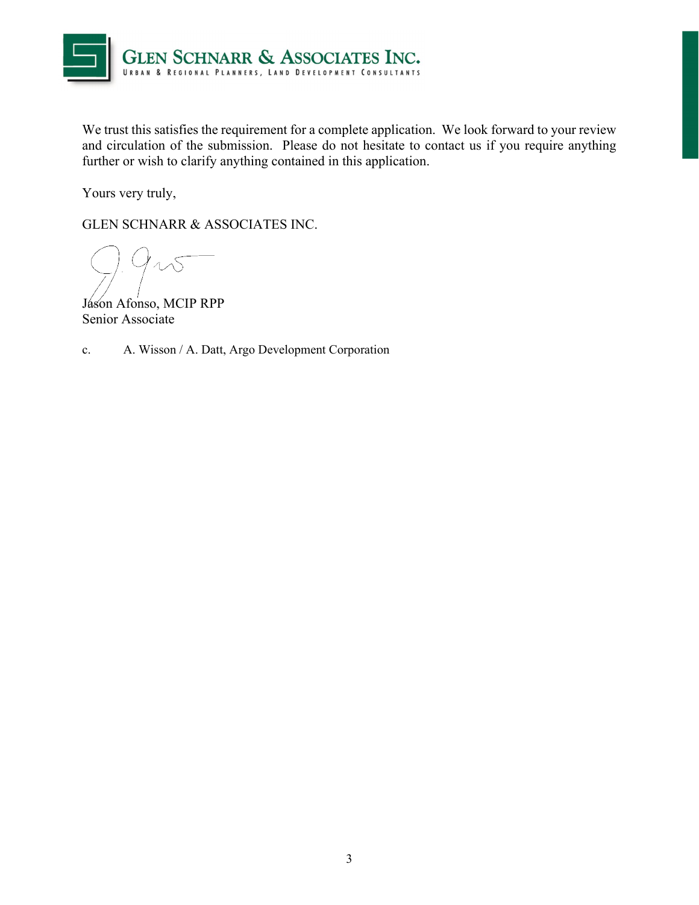We trust this satisfies the requirement for a complete application. We look forward to your review and circulation of the submission. Please do not hesitate to contact us if you require anything further or wish to clarify anything contained in this application.

Yours very truly,

GLEN SCHNARR & ASSOCIATES INC.

Jason Afonso, MCIP RPP
Senior Associate

c. A. Wisson / A. Datt, Argo Development Corporation